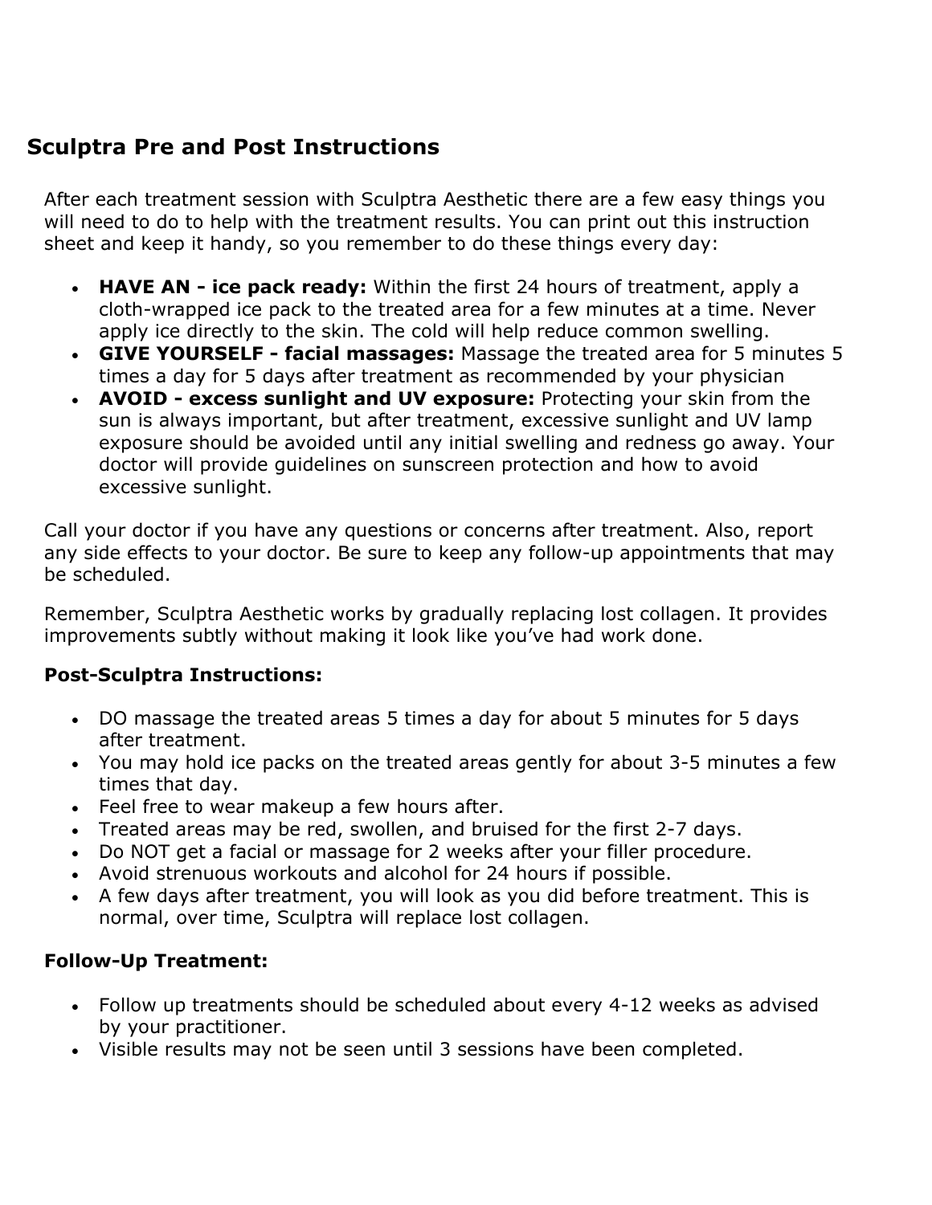## Sculptra Pre and Post Instructions

After each treatment session with Sculptra Aesthetic there are a few easy things you will need to do to help with the treatment results. You can print out this instruction sheet and keep it handy, so you remember to do these things every day:

- **HAVE AN - ice pack ready:** Within the first 24 hours of treatment, apply a cloth-wrapped ice pack to the treated area for a few minutes at a time. Never apply ice directly to the skin. The cold will help reduce common swelling.
- **GIVE YOURSELF - facial massages:** Massage the treated area for 5 minutes 5 times a day for 5 days after treatment as recommended by your physician
- **AVOID - excess sunlight and UV exposure:** Protecting your skin from the sun is always important, but after treatment, excessive sunlight and UV lamp exposure should be avoided until any initial swelling and redness go away. Your doctor will provide guidelines on sunscreen protection and how to avoid excessive sunlight.

Call your doctor if you have any questions or concerns after treatment. Also, report any side effects to your doctor. Be sure to keep any follow-up appointments that may be scheduled.

Remember, Sculptra Aesthetic works by gradually replacing lost collagen. It provides improvements subtly without making it look like you've had work done.

**Post-Sculptra Instructions:**

- DO massage the treated areas 5 times a day for about 5 minutes for 5 days after treatment.
- You may hold ice packs on the treated areas gently for about 3-5 minutes a few times that day.
- Feel free to wear makeup a few hours after.
- Treated areas may be red, swollen, and bruised for the first 2-7 days.
- Do NOT get a facial or massage for 2 weeks after your filler procedure.
- Avoid strenuous workouts and alcohol for 24 hours if possible.
- A few days after treatment, you will look as you did before treatment. This is normal, over time, Sculptra will replace lost collagen.

**Follow-Up Treatment:**

- Follow up treatments should be scheduled about every 4-12 weeks as advised by your practitioner.
- Visible results may not be seen until 3 sessions have been completed.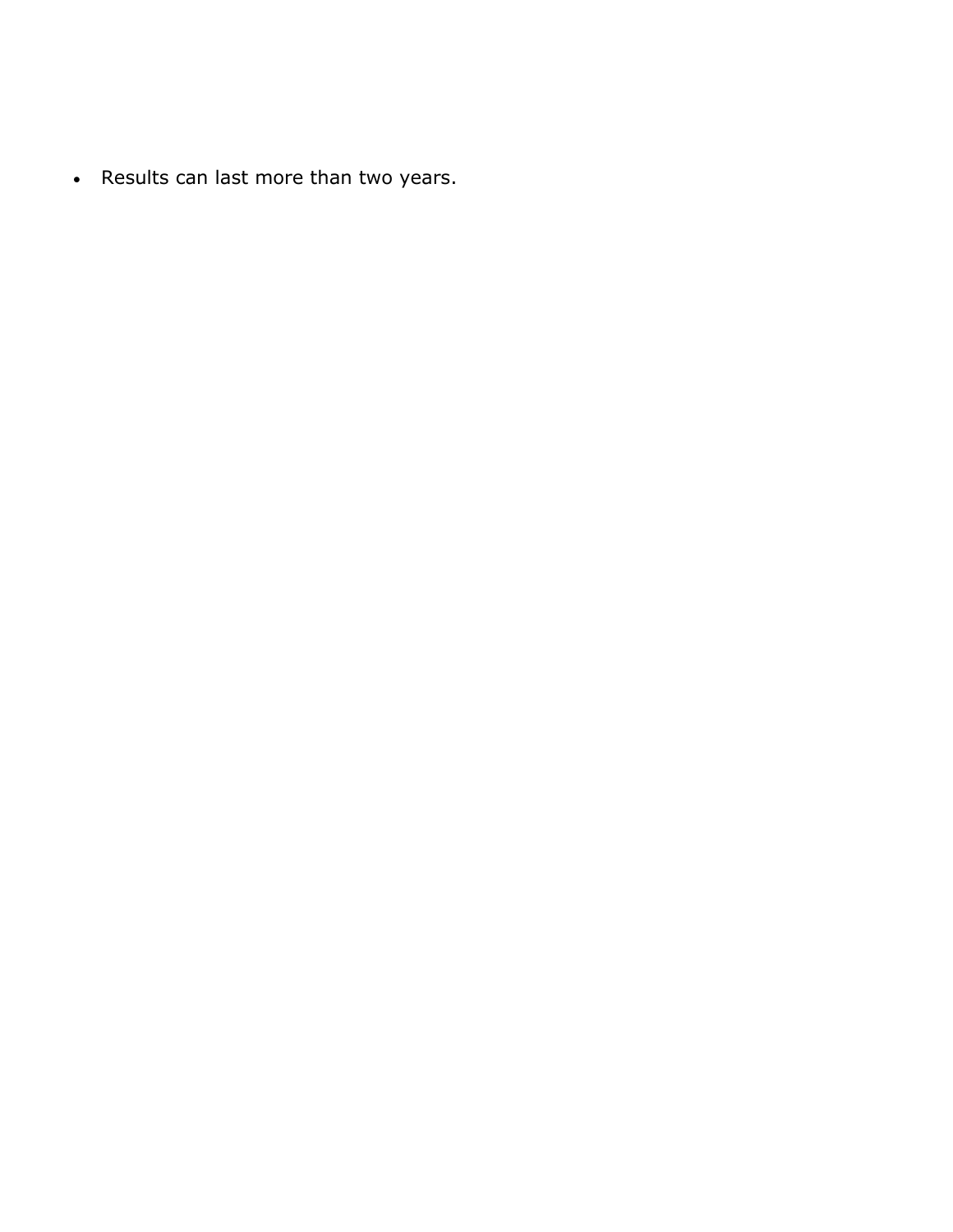- Results can last more than two years.